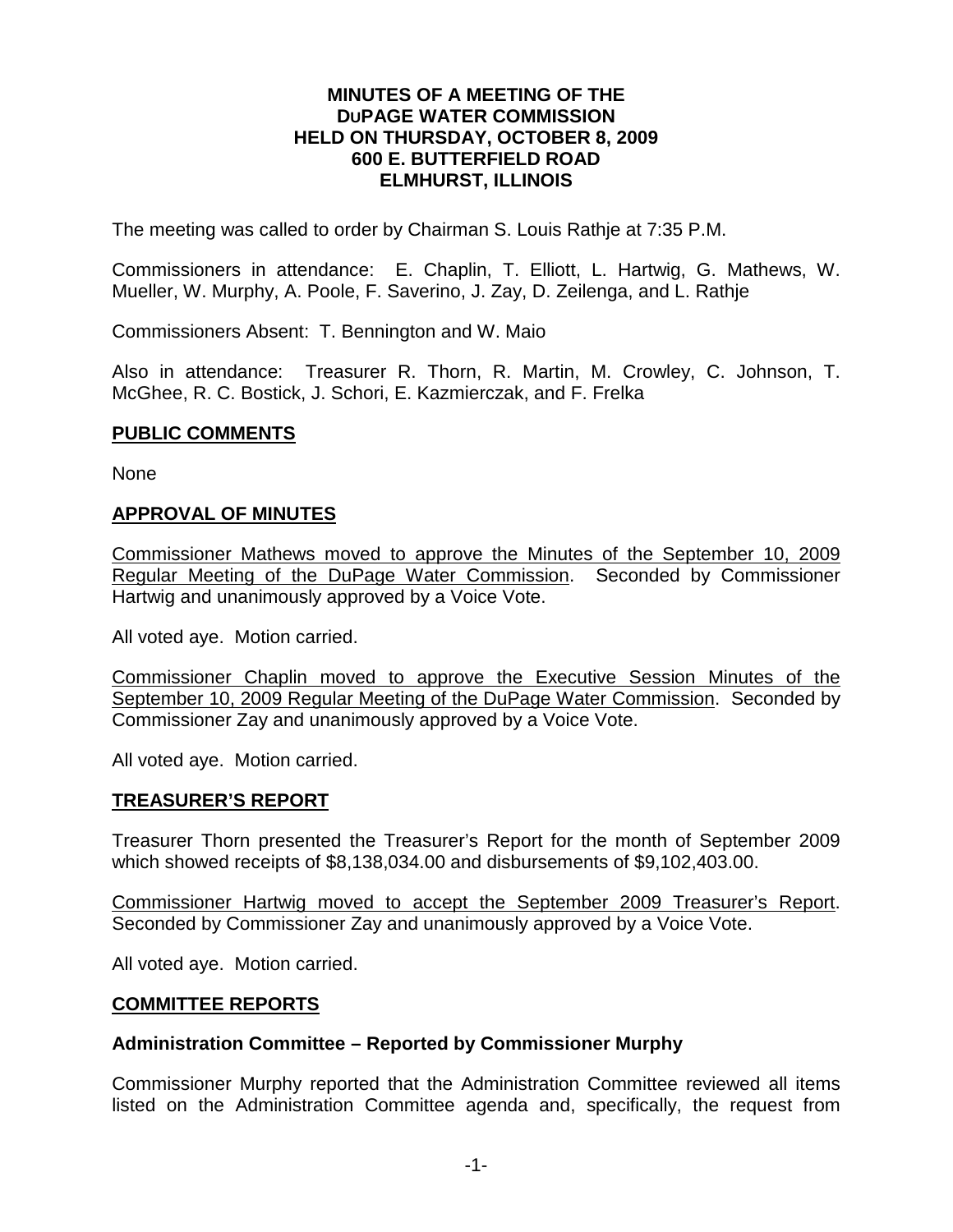# MINUTES OF A MEETING OF THE DuPAGE WATER COMMISSION HELD ON THURSDAY, OCTOBER 8, 2009 600 E. BUTTERFIELD ROAD ELMHURST, ILLINOIS

The meeting was called to order by Chairman S. Louis Rathje at 7:35 P.M.

Commissioners in attendance: E. Chaplin, T. Elliott, L. Hartwig, G. Mathews, W. Mueller, W. Murphy, A. Poole, F. Saverino, J. Zay, D. Zeilenga, and L. Rathje

Commissioners Absent: T. Bennington and W. Maio

Also in attendance: Treasurer R. Thorn, R. Martin, M. Crowley, C. Johnson, T. McGhee, R. C. Bostick, J. Schori, E. Kazmierczak, and F. Frelka

## PUBLIC COMMENTS

None

## APPROVAL OF MINUTES

Commissioner Mathews moved to approve the Minutes of the September 10, 2009 Regular Meeting of the DuPage Water Commission. Seconded by Commissioner Hartwig and unanimously approved by a Voice Vote.

All voted aye. Motion carried.

Commissioner Chaplin moved to approve the Executive Session Minutes of the September 10, 2009 Regular Meeting of the DuPage Water Commission. Seconded by Commissioner Zay and unanimously approved by a Voice Vote.

All voted aye. Motion carried.

## TREASURER'S REPORT

Treasurer Thorn presented the Treasurer's Report for the month of September 2009 which showed receipts of $8,138,034.00 and disbursements of $9,102,403.00.

Commissioner Hartwig moved to accept the September 2009 Treasurer's Report. Seconded by Commissioner Zay and unanimously approved by a Voice Vote.

All voted aye. Motion carried.

## COMMITTEE REPORTS

### Administration Committee – Reported by Commissioner Murphy

Commissioner Murphy reported that the Administration Committee reviewed all items listed on the Administration Committee agenda and, specifically, the request from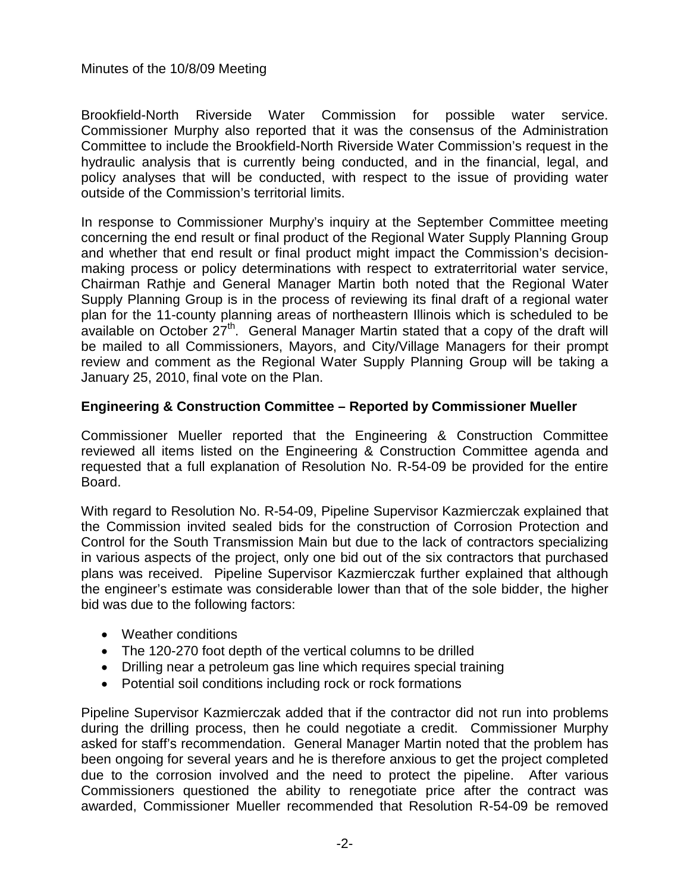Brookfield-North Riverside Water Commission for possible water service. Commissioner Murphy also reported that it was the consensus of the Administration Committee to include the Brookfield-North Riverside Water Commission's request in the hydraulic analysis that is currently being conducted, and in the financial, legal, and policy analyses that will be conducted, with respect to the issue of providing water outside of the Commission's territorial limits.

In response to Commissioner Murphy's inquiry at the September Committee meeting concerning the end result or final product of the Regional Water Supply Planning Group and whether that end result or final product might impact the Commission's decision-making process or policy determinations with respect to extraterritorial water service, Chairman Rathje and General Manager Martin both noted that the Regional Water Supply Planning Group is in the process of reviewing its final draft of a regional water plan for the 11-county planning areas of northeastern Illinois which is scheduled to be available on October 27th. General Manager Martin stated that a copy of the draft will be mailed to all Commissioners, Mayors, and City/Village Managers for their prompt review and comment as the Regional Water Supply Planning Group will be taking a January 25, 2010, final vote on the Plan.

**Engineering & Construction Committee – Reported by Commissioner Mueller**

Commissioner Mueller reported that the Engineering & Construction Committee reviewed all items listed on the Engineering & Construction Committee agenda and requested that a full explanation of Resolution No. R-54-09 be provided for the entire Board.

With regard to Resolution No. R-54-09, Pipeline Supervisor Kazmierczak explained that the Commission invited sealed bids for the construction of Corrosion Protection and Control for the South Transmission Main but due to the lack of contractors specializing in various aspects of the project, only one bid out of the six contractors that purchased plans was received. Pipeline Supervisor Kazmierczak further explained that although the engineer's estimate was considerable lower than that of the sole bidder, the higher bid was due to the following factors:

- Weather conditions
- The 120-270 foot depth of the vertical columns to be drilled
- Drilling near a petroleum gas line which requires special training
- Potential soil conditions including rock or rock formations

Pipeline Supervisor Kazmierczak added that if the contractor did not run into problems during the drilling process, then he could negotiate a credit. Commissioner Murphy asked for staff's recommendation. General Manager Martin noted that the problem has been ongoing for several years and he is therefore anxious to get the project completed due to the corrosion involved and the need to protect the pipeline. After various Commissioners questioned the ability to renegotiate price after the contract was awarded, Commissioner Mueller recommended that Resolution R-54-09 be removed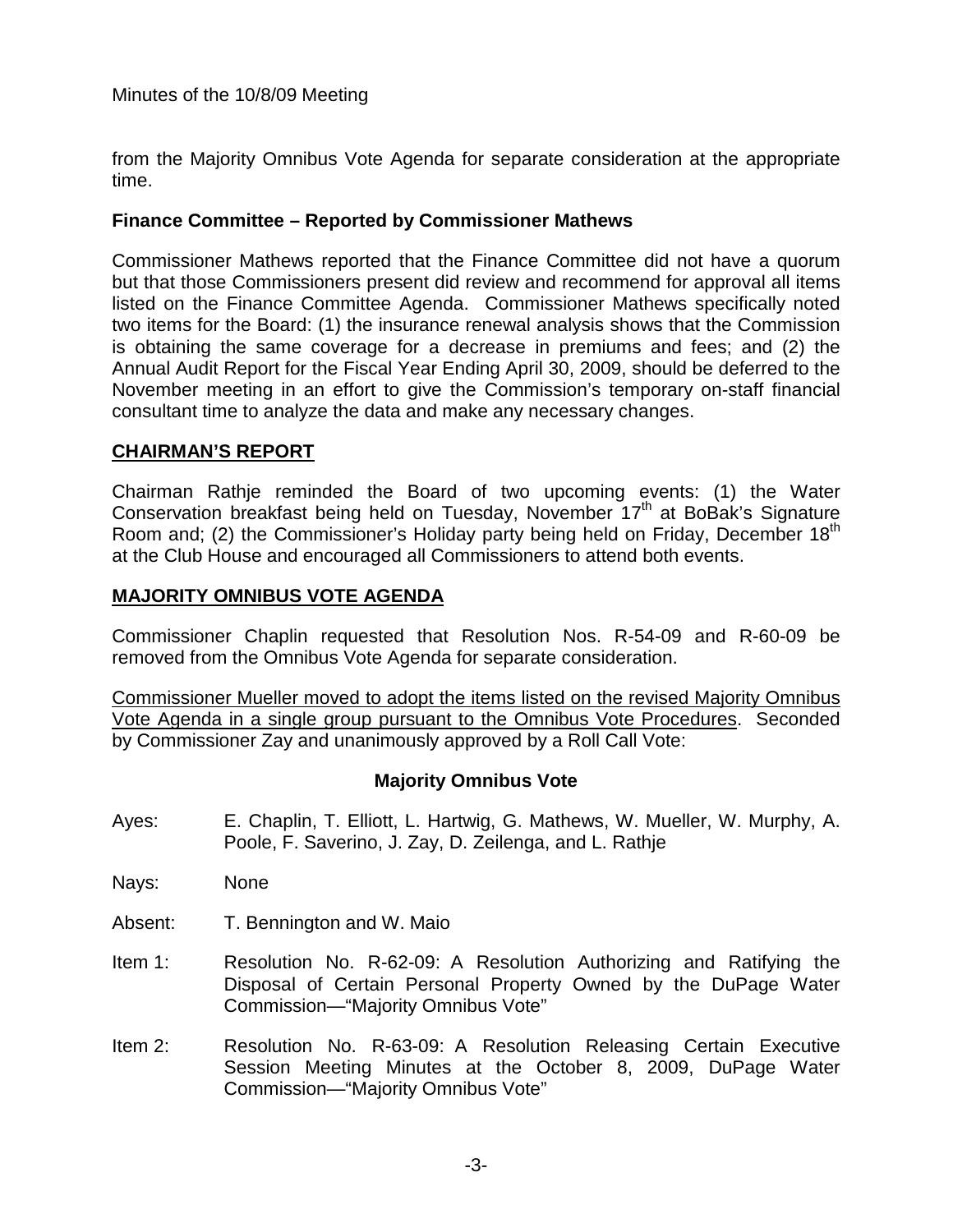from the Majority Omnibus Vote Agenda for separate consideration at the appropriate time.

**Finance Committee – Reported by Commissioner Mathews**

Commissioner Mathews reported that the Finance Committee did not have a quorum but that those Commissioners present did review and recommend for approval all items listed on the Finance Committee Agenda. Commissioner Mathews specifically noted two items for the Board: (1) the insurance renewal analysis shows that the Commission is obtaining the same coverage for a decrease in premiums and fees; and (2) the Annual Audit Report for the Fiscal Year Ending April 30, 2009, should be deferred to the November meeting in an effort to give the Commission's temporary on-staff financial consultant time to analyze the data and make any necessary changes.

## CHAIRMAN'S REPORT

Chairman Rathje reminded the Board of two upcoming events: (1) the Water Conservation breakfast being held on Tuesday, November 17th at BoBak's Signature Room and; (2) the Commissioner's Holiday party being held on Friday, December 18th at the Club House and encouraged all Commissioners to attend both events.

## MAJORITY OMNIBUS VOTE AGENDA

Commissioner Chaplin requested that Resolution Nos. R-54-09 and R-60-09 be removed from the Omnibus Vote Agenda for separate consideration.

Commissioner Mueller moved to adopt the items listed on the revised Majority Omnibus Vote Agenda in a single group pursuant to the Omnibus Vote Procedures. Seconded by Commissioner Zay and unanimously approved by a Roll Call Vote:

**Majority Omnibus Vote**

Ayes: E. Chaplin, T. Elliott, L. Hartwig, G. Mathews, W. Mueller, W. Murphy, A. Poole, F. Saverino, J. Zay, D. Zeilenga, and L. Rathje

Nays: None

Absent: T. Bennington and W. Maio

Item 1: Resolution No. R-62-09: A Resolution Authorizing and Ratifying the Disposal of Certain Personal Property Owned by the DuPage Water Commission—"Majority Omnibus Vote"

Item 2: Resolution No. R-63-09: A Resolution Releasing Certain Executive Session Meeting Minutes at the October 8, 2009, DuPage Water Commission—"Majority Omnibus Vote"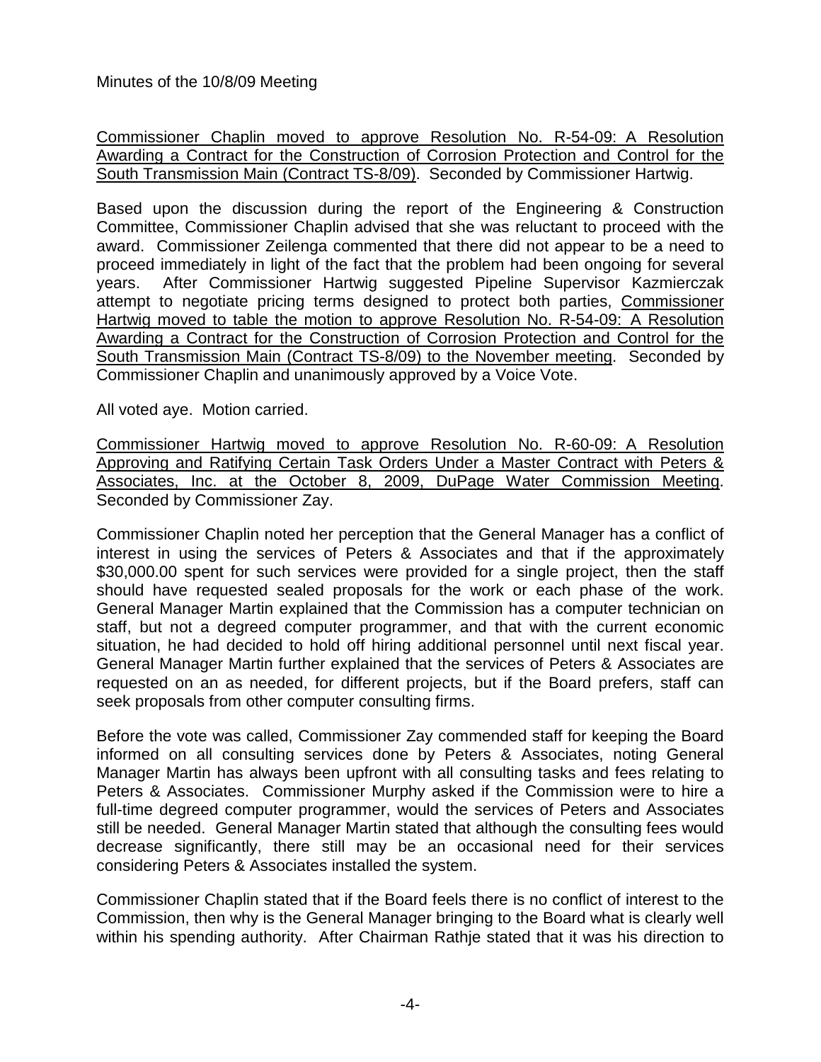Minutes of the 10/8/09 Meeting

Commissioner Chaplin moved to approve Resolution No. R-54-09: A Resolution Awarding a Contract for the Construction of Corrosion Protection and Control for the South Transmission Main (Contract TS-8/09). Seconded by Commissioner Hartwig.

Based upon the discussion during the report of the Engineering & Construction Committee, Commissioner Chaplin advised that she was reluctant to proceed with the award. Commissioner Zeilenga commented that there did not appear to be a need to proceed immediately in light of the fact that the problem had been ongoing for several years. After Commissioner Hartwig suggested Pipeline Supervisor Kazmierczak attempt to negotiate pricing terms designed to protect both parties, Commissioner Hartwig moved to table the motion to approve Resolution No. R-54-09: A Resolution Awarding a Contract for the Construction of Corrosion Protection and Control for the South Transmission Main (Contract TS-8/09) to the November meeting. Seconded by Commissioner Chaplin and unanimously approved by a Voice Vote.

All voted aye. Motion carried.

Commissioner Hartwig moved to approve Resolution No. R-60-09: A Resolution Approving and Ratifying Certain Task Orders Under a Master Contract with Peters & Associates, Inc. at the October 8, 2009, DuPage Water Commission Meeting. Seconded by Commissioner Zay.

Commissioner Chaplin noted her perception that the General Manager has a conflict of interest in using the services of Peters & Associates and that if the approximately \$30,000.00 spent for such services were provided for a single project, then the staff should have requested sealed proposals for the work or each phase of the work. General Manager Martin explained that the Commission has a computer technician on staff, but not a degreed computer programmer, and that with the current economic situation, he had decided to hold off hiring additional personnel until next fiscal year. General Manager Martin further explained that the services of Peters & Associates are requested on an as needed, for different projects, but if the Board prefers, staff can seek proposals from other computer consulting firms.

Before the vote was called, Commissioner Zay commended staff for keeping the Board informed on all consulting services done by Peters & Associates, noting General Manager Martin has always been upfront with all consulting tasks and fees relating to Peters & Associates. Commissioner Murphy asked if the Commission were to hire a full-time degreed computer programmer, would the services of Peters and Associates still be needed. General Manager Martin stated that although the consulting fees would decrease significantly, there still may be an occasional need for their services considering Peters & Associates installed the system.

Commissioner Chaplin stated that if the Board feels there is no conflict of interest to the Commission, then why is the General Manager bringing to the Board what is clearly well within his spending authority. After Chairman Rathje stated that it was his direction to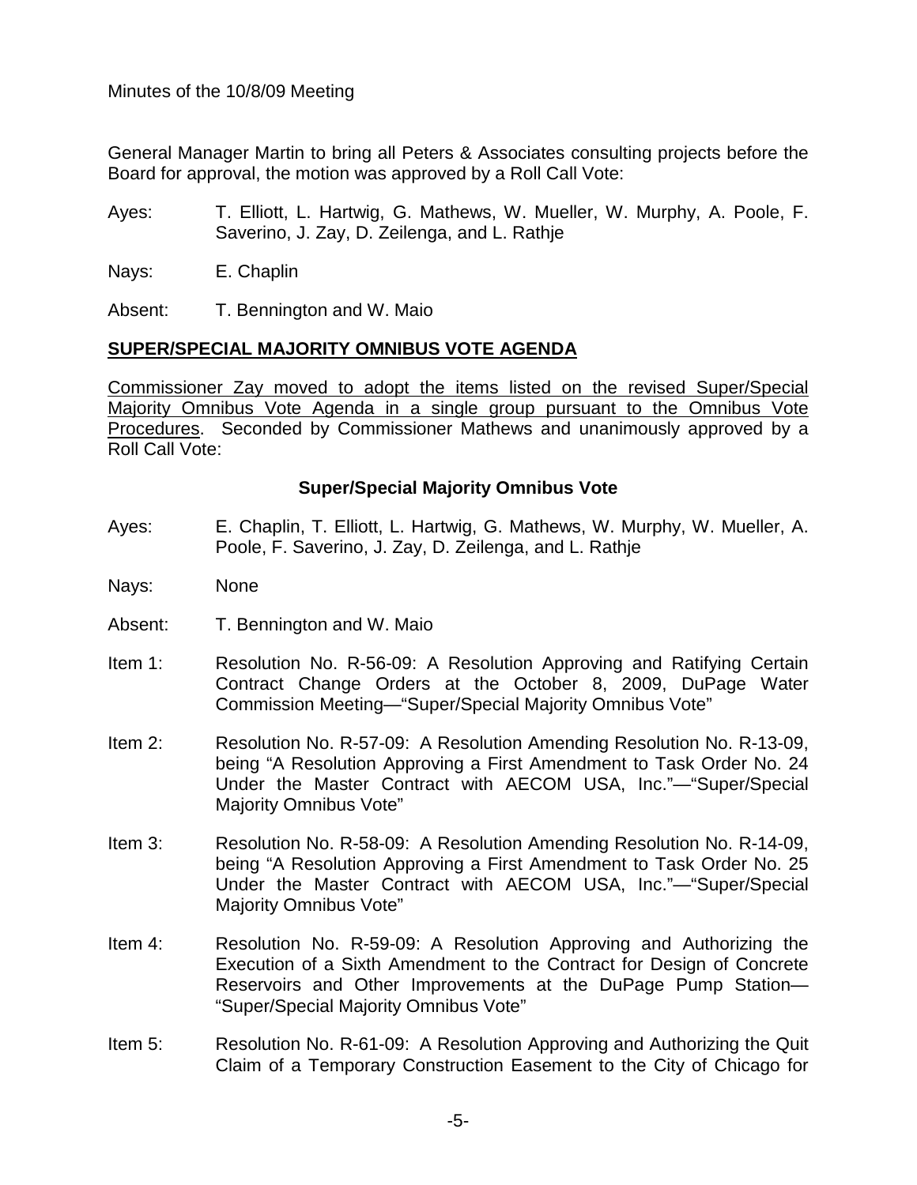General Manager Martin to bring all Peters & Associates consulting projects before the Board for approval, the motion was approved by a Roll Call Vote:

Ayes: T. Elliott, L. Hartwig, G. Mathews, W. Mueller, W. Murphy, A. Poole, F. Saverino, J. Zay, D. Zeilenga, and L. Rathje

Nays: E. Chaplin

Absent: T. Bennington and W. Maio

## SUPER/SPECIAL MAJORITY OMNIBUS VOTE AGENDA

<u>Commissioner Zay moved to adopt the items listed on the revised Super/Special Majority Omnibus Vote Agenda in a single group pursuant to the Omnibus Vote Procedures</u>. Seconded by Commissioner Mathews and unanimously approved by a Roll Call Vote:

### Super/Special Majority Omnibus Vote

Ayes: E. Chaplin, T. Elliott, L. Hartwig, G. Mathews, W. Murphy, W. Mueller, A. Poole, F. Saverino, J. Zay, D. Zeilenga, and L. Rathje

Nays: None

Absent: T. Bennington and W. Maio

Item 1: Resolution No. R-56-09: A Resolution Approving and Ratifying Certain Contract Change Orders at the October 8, 2009, DuPage Water Commission Meeting—"Super/Special Majority Omnibus Vote"

Item 2: Resolution No. R-57-09: A Resolution Amending Resolution No. R-13-09, being "A Resolution Approving a First Amendment to Task Order No. 24 Under the Master Contract with AECOM USA, Inc."—"Super/Special Majority Omnibus Vote"

Item 3: Resolution No. R-58-09: A Resolution Amending Resolution No. R-14-09, being "A Resolution Approving a First Amendment to Task Order No. 25 Under the Master Contract with AECOM USA, Inc."—"Super/Special Majority Omnibus Vote"

Item 4: Resolution No. R-59-09: A Resolution Approving and Authorizing the Execution of a Sixth Amendment to the Contract for Design of Concrete Reservoirs and Other Improvements at the DuPage Pump Station—"Super/Special Majority Omnibus Vote"

Item 5: Resolution No. R-61-09: A Resolution Approving and Authorizing the Quit Claim of a Temporary Construction Easement to the City of Chicago for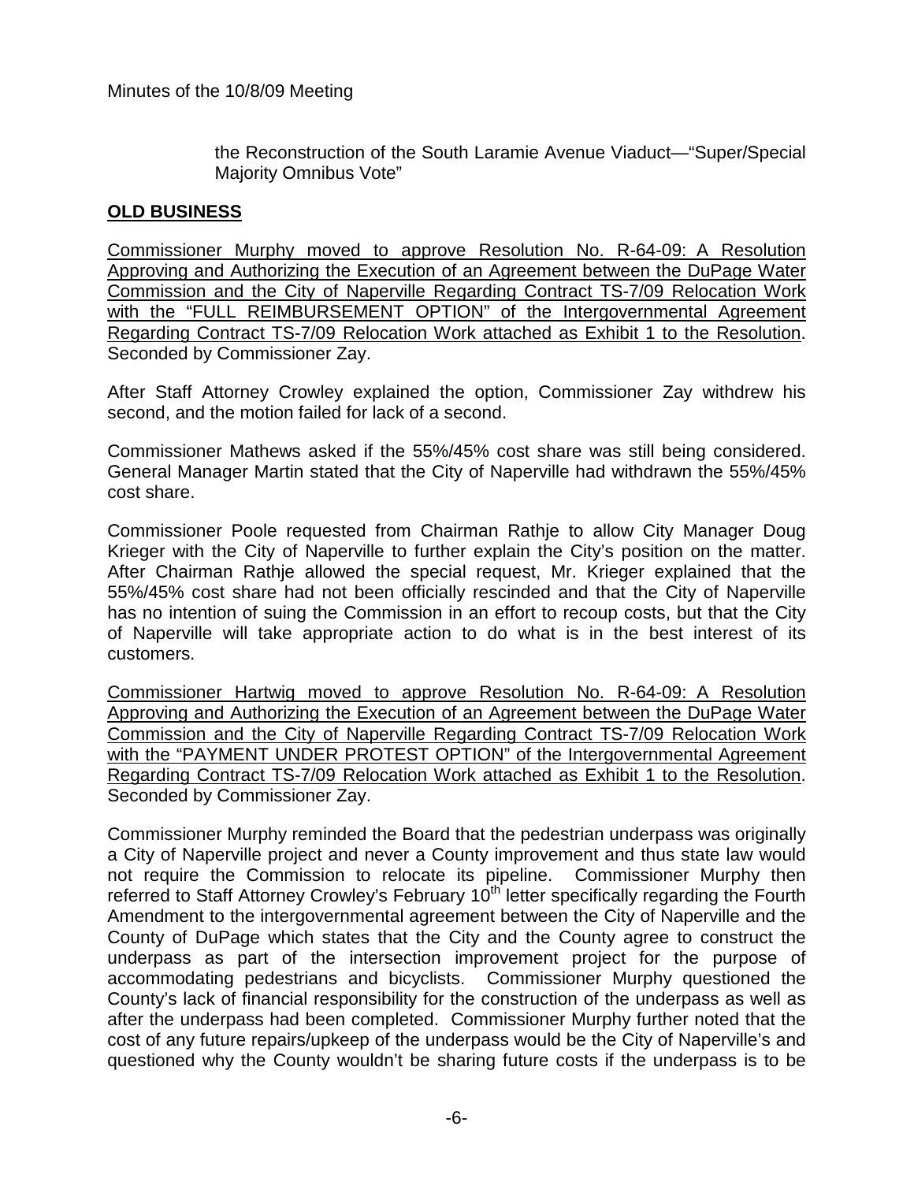the Reconstruction of the South Laramie Avenue Viaduct—"Super/Special Majority Omnibus Vote"

## OLD BUSINESS

<u>Commissioner Murphy moved to approve Resolution No. R-64-09: A Resolution Approving and Authorizing the Execution of an Agreement between the DuPage Water Commission and the City of Naperville Regarding Contract TS-7/09 Relocation Work with the "FULL REIMBURSEMENT OPTION" of the Intergovernmental Agreement Regarding Contract TS-7/09 Relocation Work attached as Exhibit 1 to the Resolution</u>. Seconded by Commissioner Zay.

After Staff Attorney Crowley explained the option, Commissioner Zay withdrew his second, and the motion failed for lack of a second.

Commissioner Mathews asked if the 55%/45% cost share was still being considered. General Manager Martin stated that the City of Naperville had withdrawn the 55%/45% cost share.

Commissioner Poole requested from Chairman Rathje to allow City Manager Doug Krieger with the City of Naperville to further explain the City's position on the matter. After Chairman Rathje allowed the special request, Mr. Krieger explained that the 55%/45% cost share had not been officially rescinded and that the City of Naperville has no intention of suing the Commission in an effort to recoup costs, but that the City of Naperville will take appropriate action to do what is in the best interest of its customers.

<u>Commissioner Hartwig moved to approve Resolution No. R-64-09: A Resolution Approving and Authorizing the Execution of an Agreement between the DuPage Water Commission and the City of Naperville Regarding Contract TS-7/09 Relocation Work with the "PAYMENT UNDER PROTEST OPTION" of the Intergovernmental Agreement Regarding Contract TS-7/09 Relocation Work attached as Exhibit 1 to the Resolution</u>. Seconded by Commissioner Zay.

Commissioner Murphy reminded the Board that the pedestrian underpass was originally a City of Naperville project and never a County improvement and thus state law would not require the Commission to relocate its pipeline. Commissioner Murphy then referred to Staff Attorney Crowley's February 10th letter specifically regarding the Fourth Amendment to the intergovernmental agreement between the City of Naperville and the County of DuPage which states that the City and the County agree to construct the underpass as part of the intersection improvement project for the purpose of accommodating pedestrians and bicyclists. Commissioner Murphy questioned the County's lack of financial responsibility for the construction of the underpass as well as after the underpass had been completed. Commissioner Murphy further noted that the cost of any future repairs/upkeep of the underpass would be the City of Naperville's and questioned why the County wouldn't be sharing future costs if the underpass is to be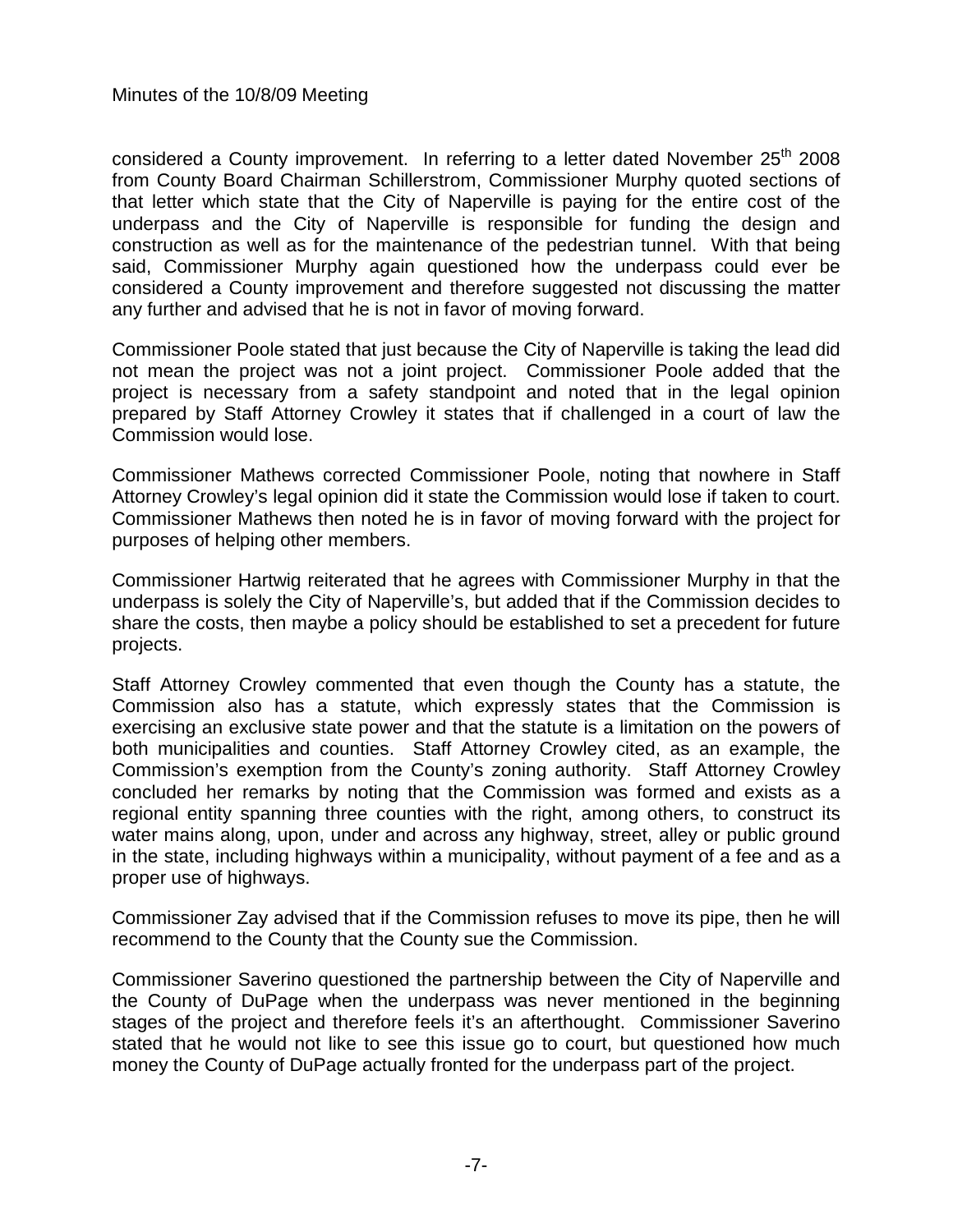considered a County improvement. In referring to a letter dated November 25th 2008 from County Board Chairman Schillerstrom, Commissioner Murphy quoted sections of that letter which state that the City of Naperville is paying for the entire cost of the underpass and the City of Naperville is responsible for funding the design and construction as well as for the maintenance of the pedestrian tunnel. With that being said, Commissioner Murphy again questioned how the underpass could ever be considered a County improvement and therefore suggested not discussing the matter any further and advised that he is not in favor of moving forward.

Commissioner Poole stated that just because the City of Naperville is taking the lead did not mean the project was not a joint project. Commissioner Poole added that the project is necessary from a safety standpoint and noted that in the legal opinion prepared by Staff Attorney Crowley it states that if challenged in a court of law the Commission would lose.

Commissioner Mathews corrected Commissioner Poole, noting that nowhere in Staff Attorney Crowley's legal opinion did it state the Commission would lose if taken to court. Commissioner Mathews then noted he is in favor of moving forward with the project for purposes of helping other members.

Commissioner Hartwig reiterated that he agrees with Commissioner Murphy in that the underpass is solely the City of Naperville's, but added that if the Commission decides to share the costs, then maybe a policy should be established to set a precedent for future projects.

Staff Attorney Crowley commented that even though the County has a statute, the Commission also has a statute, which expressly states that the Commission is exercising an exclusive state power and that the statute is a limitation on the powers of both municipalities and counties. Staff Attorney Crowley cited, as an example, the Commission's exemption from the County's zoning authority. Staff Attorney Crowley concluded her remarks by noting that the Commission was formed and exists as a regional entity spanning three counties with the right, among others, to construct its water mains along, upon, under and across any highway, street, alley or public ground in the state, including highways within a municipality, without payment of a fee and as a proper use of highways.

Commissioner Zay advised that if the Commission refuses to move its pipe, then he will recommend to the County that the County sue the Commission.

Commissioner Saverino questioned the partnership between the City of Naperville and the County of DuPage when the underpass was never mentioned in the beginning stages of the project and therefore feels it's an afterthought. Commissioner Saverino stated that he would not like to see this issue go to court, but questioned how much money the County of DuPage actually fronted for the underpass part of the project.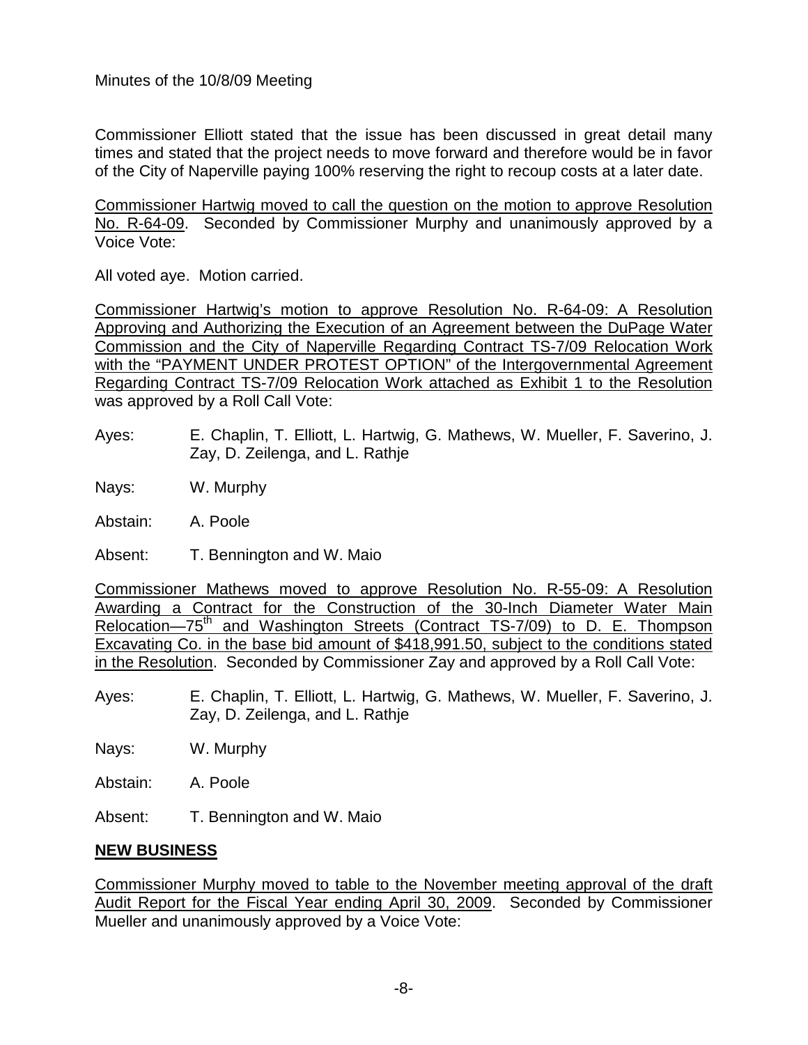Commissioner Elliott stated that the issue has been discussed in great detail many times and stated that the project needs to move forward and therefore would be in favor of the City of Naperville paying 100% reserving the right to recoup costs at a later date.

<u>Commissioner Hartwig moved to call the question on the motion to approve Resolution No. R-64-09</u>. Seconded by Commissioner Murphy and unanimously approved by a Voice Vote:

All voted aye. Motion carried.

<u>Commissioner Hartwig's motion to approve Resolution No. R-64-09: A Resolution Approving and Authorizing the Execution of an Agreement between the DuPage Water Commission and the City of Naperville Regarding Contract TS-7/09 Relocation Work with the "PAYMENT UNDER PROTEST OPTION" of the Intergovernmental Agreement Regarding Contract TS-7/09 Relocation Work attached as Exhibit 1 to the Resolution</u> was approved by a Roll Call Vote:

Ayes: E. Chaplin, T. Elliott, L. Hartwig, G. Mathews, W. Mueller, F. Saverino, J. Zay, D. Zeilenga, and L. Rathje

Nays: W. Murphy

Abstain: A. Poole

Absent: T. Bennington and W. Maio

<u>Commissioner Mathews moved to approve Resolution No. R-55-09: A Resolution Awarding a Contract for the Construction of the 30-Inch Diameter Water Main Relocation—75th and Washington Streets (Contract TS-7/09) to D. E. Thompson Excavating Co. in the base bid amount of $418,991.50, subject to the conditions stated in the Resolution</u>. Seconded by Commissioner Zay and approved by a Roll Call Vote:

Ayes: E. Chaplin, T. Elliott, L. Hartwig, G. Mathews, W. Mueller, F. Saverino, J. Zay, D. Zeilenga, and L. Rathje

Nays: W. Murphy

Abstain: A. Poole

Absent: T. Bennington and W. Maio

## NEW BUSINESS

<u>Commissioner Murphy moved to table to the November meeting approval of the draft Audit Report for the Fiscal Year ending April 30, 2009</u>. Seconded by Commissioner Mueller and unanimously approved by a Voice Vote: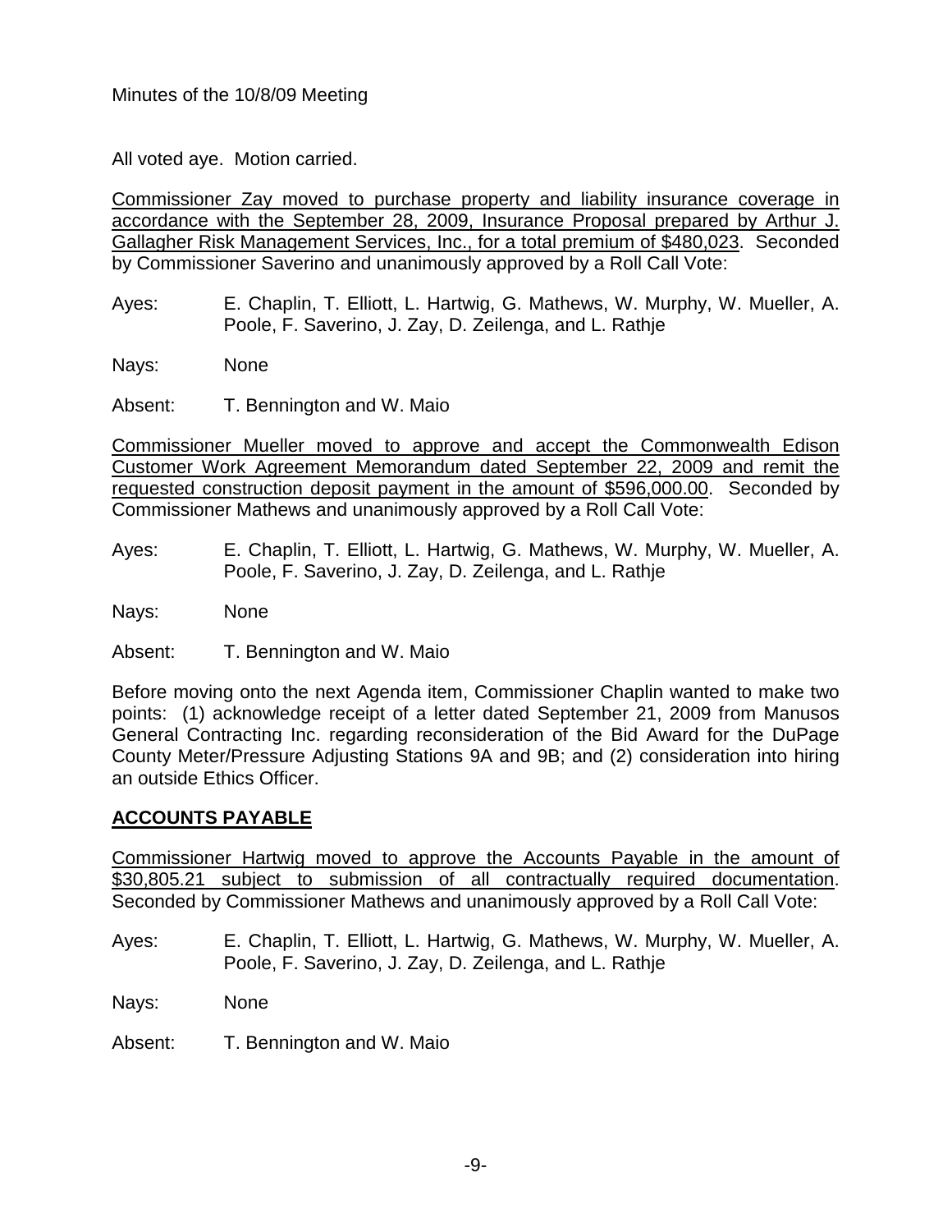All voted aye. Motion carried.

Commissioner Zay moved to purchase property and liability insurance coverage in accordance with the September 28, 2009, Insurance Proposal prepared by Arthur J. Gallagher Risk Management Services, Inc., for a total premium of $480,023. Seconded by Commissioner Saverino and unanimously approved by a Roll Call Vote:

Ayes: E. Chaplin, T. Elliott, L. Hartwig, G. Mathews, W. Murphy, W. Mueller, A. Poole, F. Saverino, J. Zay, D. Zeilenga, and L. Rathje

Nays: None

Absent: T. Bennington and W. Maio

Commissioner Mueller moved to approve and accept the Commonwealth Edison Customer Work Agreement Memorandum dated September 22, 2009 and remit the requested construction deposit payment in the amount of $596,000.00. Seconded by Commissioner Mathews and unanimously approved by a Roll Call Vote:

Ayes: E. Chaplin, T. Elliott, L. Hartwig, G. Mathews, W. Murphy, W. Mueller, A. Poole, F. Saverino, J. Zay, D. Zeilenga, and L. Rathje

Nays: None

Absent: T. Bennington and W. Maio

Before moving onto the next Agenda item, Commissioner Chaplin wanted to make two points: (1) acknowledge receipt of a letter dated September 21, 2009 from Manusos General Contracting Inc. regarding reconsideration of the Bid Award for the DuPage County Meter/Pressure Adjusting Stations 9A and 9B; and (2) consideration into hiring an outside Ethics Officer.

## ACCOUNTS PAYABLE

Commissioner Hartwig moved to approve the Accounts Payable in the amount of $30,805.21 subject to submission of all contractually required documentation. Seconded by Commissioner Mathews and unanimously approved by a Roll Call Vote:

Ayes: E. Chaplin, T. Elliott, L. Hartwig, G. Mathews, W. Murphy, W. Mueller, A. Poole, F. Saverino, J. Zay, D. Zeilenga, and L. Rathje

Nays: None

Absent: T. Bennington and W. Maio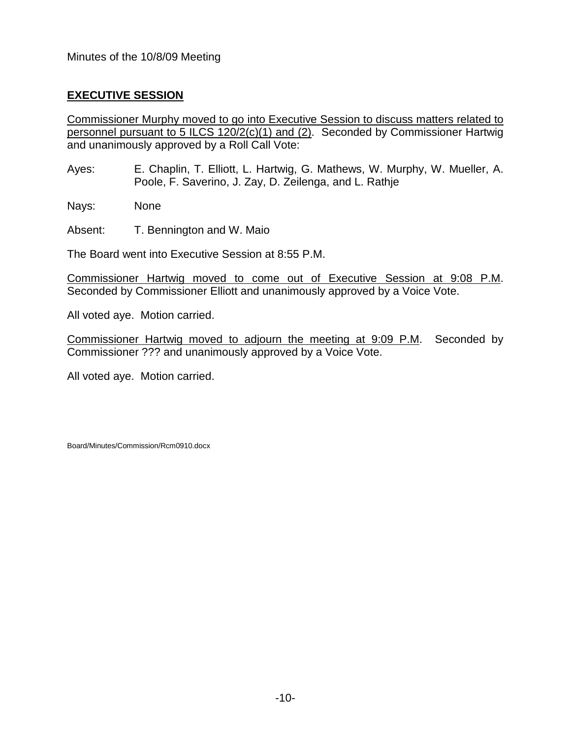Minutes of the 10/8/09 Meeting

## EXECUTIVE SESSION

<u>Commissioner Murphy moved to go into Executive Session to discuss matters related to personnel pursuant to 5 ILCS 120/2(c)(1) and (2)</u>. Seconded by Commissioner Hartwig and unanimously approved by a Roll Call Vote:

Ayes: E. Chaplin, T. Elliott, L. Hartwig, G. Mathews, W. Murphy, W. Mueller, A. Poole, F. Saverino, J. Zay, D. Zeilenga, and L. Rathje

Nays: None

Absent: T. Bennington and W. Maio

The Board went into Executive Session at 8:55 P.M.

<u>Commissioner Hartwig moved to come out of Executive Session at 9:08 P.M</u>. Seconded by Commissioner Elliott and unanimously approved by a Voice Vote.

All voted aye. Motion carried.

<u>Commissioner Hartwig moved to adjourn the meeting at 9:09 P.M</u>. Seconded by Commissioner ??? and unanimously approved by a Voice Vote.

All voted aye. Motion carried.

Board/Minutes/Commission/Rcm0910.docx